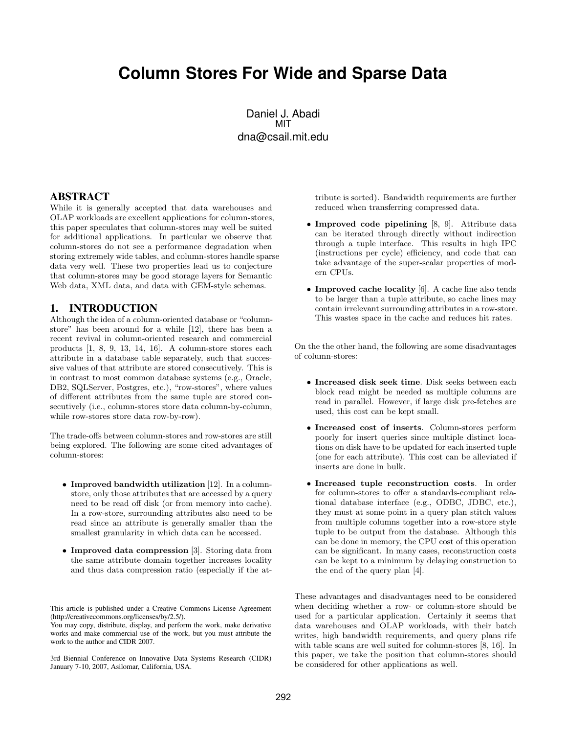# Column Stores For Wide and Sparse Data

Daniel J. Abadi
MIT
dna@csail.mit.edu

## ABSTRACT

While it is generally accepted that data warehouses and OLAP workloads are excellent applications for column-stores, this paper speculates that column-stores may well be suited for additional applications. In particular we observe that column-stores do not see a performance degradation when storing extremely wide tables, and column-stores handle sparse data very well. These two properties lead us to conjecture that column-stores may be good storage layers for Semantic Web data, XML data, and data with GEM-style schemas.

## 1. INTRODUCTION

Although the idea of a column-oriented database or "column-store" has been around for a while [12], there has been a recent revival in column-oriented research and commercial products [1, 8, 9, 13, 14, 16]. A column-store stores each attribute in a database table separately, such that successive values of that attribute are stored consecutively. This is in contrast to most common database systems (e.g., Oracle, DB2, SQLServer, Postgres, etc.), "row-stores", where values of different attributes from the same tuple are stored consecutively (i.e., column-stores store data column-by-column, while row-stores store data row-by-row).

The trade-offs between column-stores and row-stores are still being explored. The following are some cited advantages of column-stores:

- **Improved bandwidth utilization** [12]. In a column-store, only those attributes that are accessed by a query need to be read off disk (or from memory into cache). In a row-store, surrounding attributes also need to be read since an attribute is generally smaller than the smallest granularity in which data can be accessed.
- **Improved data compression** [3]. Storing data from the same attribute domain together increases locality and thus data compression ratio (especially if the attribute is sorted). Bandwidth requirements are further reduced when transferring compressed data.
- **Improved code pipelining** [8, 9]. Attribute data can be iterated through directly without indirection through a tuple interface. This results in high IPC (instructions per cycle) efficiency, and code that can take advantage of the super-scalar properties of modern CPUs.
- **Improved cache locality** [6]. A cache line also tends to be larger than a tuple attribute, so cache lines may contain irrelevant surrounding attributes in a row-store. This wastes space in the cache and reduces hit rates.

On the the other hand, the following are some disadvantages of column-stores:

- **Increased disk seek time**. Disk seeks between each block read might be needed as multiple columns are read in parallel. However, if large disk pre-fetches are used, this cost can be kept small.
- **Increased cost of inserts**. Column-stores perform poorly for insert queries since multiple distinct locations on disk have to be updated for each inserted tuple (one for each attribute). This cost can be alleviated if inserts are done in bulk.
- **Increased tuple reconstruction costs**. In order for column-stores to offer a standards-compliant relational database interface (e.g., ODBC, JDBC, etc.), they must at some point in a query plan stitch values from multiple columns together into a row-store style tuple to be output from the database. Although this can be done in memory, the CPU cost of this operation can be significant. In many cases, reconstruction costs can be kept to a minimum by delaying construction to the end of the query plan [4].

These advantages and disadvantages need to be considered when deciding whether a row- or column-store should be used for a particular application. Certainly it seems that data warehouses and OLAP workloads, with their batch writes, high bandwidth requirements, and query plans rife with table scans are well suited for column-stores [8, 16]. In this paper, we take the position that column-stores should be considered for other applications as well.

This article is published under a Creative Commons License Agreement (http://creativecommons.org/licenses/by/2.5/).
You may copy, distribute, display, and perform the work, make derivative works and make commercial use of the work, but you must attribute the work to the author and CIDR 2007.

3rd Biennial Conference on Innovative Data Systems Research (CIDR) January 7-10, 2007, Asilomar, California, USA.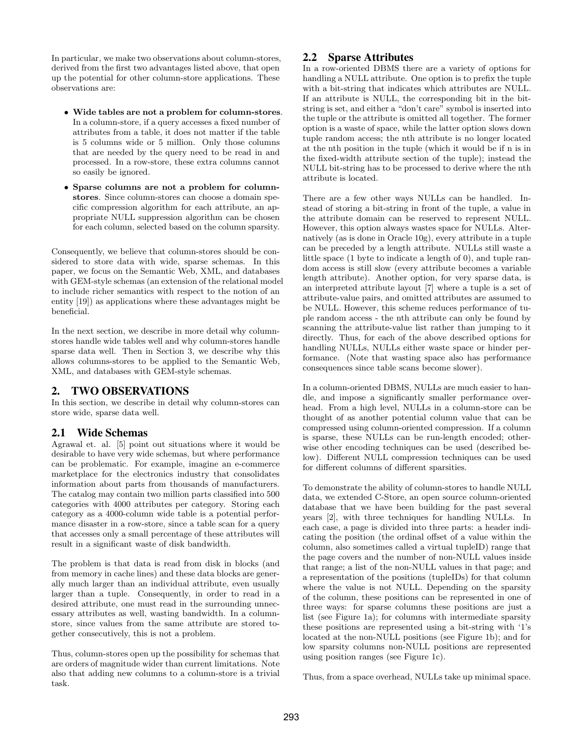In particular, we make two observations about column-stores, derived from the first two advantages listed above, that open up the potential for other column-store applications. These observations are:

- **Wide tables are not a problem for column-stores**. In a column-store, if a query accesses a fixed number of attributes from a table, it does not matter if the table is 5 columns wide or 5 million. Only those columns that are needed by the query need to be read in and processed. In a row-store, these extra columns cannot so easily be ignored.
- **Sparse columns are not a problem for column-stores**. Since column-stores can choose a domain specific compression algorithm for each attribute, an appropriate NULL suppression algorithm can be chosen for each column, selected based on the column sparsity.

Consequently, we believe that column-stores should be considered to store data with wide, sparse schemas. In this paper, we focus on the Semantic Web, XML, and databases with GEM-style schemas (an extension of the relational model to include richer semantics with respect to the notion of an entity [19]) as applications where these advantages might be beneficial.

In the next section, we describe in more detail why column-stores handle wide tables well and why column-stores handle sparse data well. Then in Section 3, we describe why this allows columns-stores to be applied to the Semantic Web, XML, and databases with GEM-style schemas.

## 2. TWO OBSERVATIONS

In this section, we describe in detail why column-stores can store wide, sparse data well.

### 2.1 Wide Schemas

Agrawal et. al. [5] point out situations where it would be desirable to have very wide schemas, but where performance can be problematic. For example, imagine an e-commerce marketplace for the electronics industry that consolidates information about parts from thousands of manufacturers. The catalog may contain two million parts classified into 500 categories with 4000 attributes per category. Storing each category as a 4000-column wide table is a potential performance disaster in a row-store, since a table scan for a query that accesses only a small percentage of these attributes will result in a significant waste of disk bandwidth.

The problem is that data is read from disk in blocks (and from memory in cache lines) and these data blocks are generally much larger than an individual attribute, even usually larger than a tuple. Consequently, in order to read in a desired attribute, one must read in the surrounding unnecessary attributes as well, wasting bandwidth. In a column-store, since values from the same attribute are stored together consecutively, this is not a problem.

Thus, column-stores open up the possibility for schemas that are orders of magnitude wider than current limitations. Note also that adding new columns to a column-store is a trivial task.

### 2.2 Sparse Attributes

In a row-oriented DBMS there are a variety of options for handling a NULL attribute. One option is to prefix the tuple with a bit-string that indicates which attributes are NULL. If an attribute is NULL, the corresponding bit in the bit-string is set, and either a "don't care" symbol is inserted into the tuple or the attribute is omitted all together. The former option is a waste of space, while the latter option slows down tuple random access; the nth attribute is no longer located at the nth position in the tuple (which it would be if n is in the fixed-width attribute section of the tuple); instead the NULL bit-string has to be processed to derive where the nth attribute is located.

There are a few other ways NULLs can be handled. Instead of storing a bit-string in front of the tuple, a value in the attribute domain can be reserved to represent NULL. However, this option always wastes space for NULLs. Alternatively (as is done in Oracle 10g), every attribute in a tuple can be preceded by a length attribute. NULLs still waste a little space (1 byte to indicate a length of 0), and tuple random access is still slow (every attribute becomes a variable length attribute). Another option, for very sparse data, is an interpreted attribute layout [7] where a tuple is a set of attribute-value pairs, and omitted attributes are assumed to be NULL. However, this scheme reduces performance of tuple random access - the nth attribute can only be found by scanning the attribute-value list rather than jumping to it directly. Thus, for each of the above described options for handling NULLs, NULLs either waste space or hinder performance. (Note that wasting space also has performance consequences since table scans become slower).

In a column-oriented DBMS, NULLs are much easier to handle, and impose a significantly smaller performance overhead. From a high level, NULLs in a column-store can be thought of as another potential column value that can be compressed using column-oriented compression. If a column is sparse, these NULLs can be run-length encoded; otherwise other encoding techniques can be used (described below). Different NULL compression techniques can be used for different columns of different sparsities.

To demonstrate the ability of column-stores to handle NULL data, we extended C-Store, an open source column-oriented database that we have been building for the past several years [2], with three techniques for handling NULLs. In each case, a page is divided into three parts: a header indicating the position (the ordinal offset of a value within the column, also sometimes called a virtual tupleID) range that the page covers and the number of non-NULL values inside that range; a list of the non-NULL values in that page; and a representation of the positions (tupleIDs) for that column where the value is not NULL. Depending on the sparsity of the column, these positions can be represented in one of three ways: for sparse columns these positions are just a list (see Figure 1a); for columns with intermediate sparsity these positions are represented using a bit-string with '1's located at the non-NULL positions (see Figure 1b); and for low sparsity columns non-NULL positions are represented using position ranges (see Figure 1c).

Thus, from a space overhead, NULLs take up minimal space.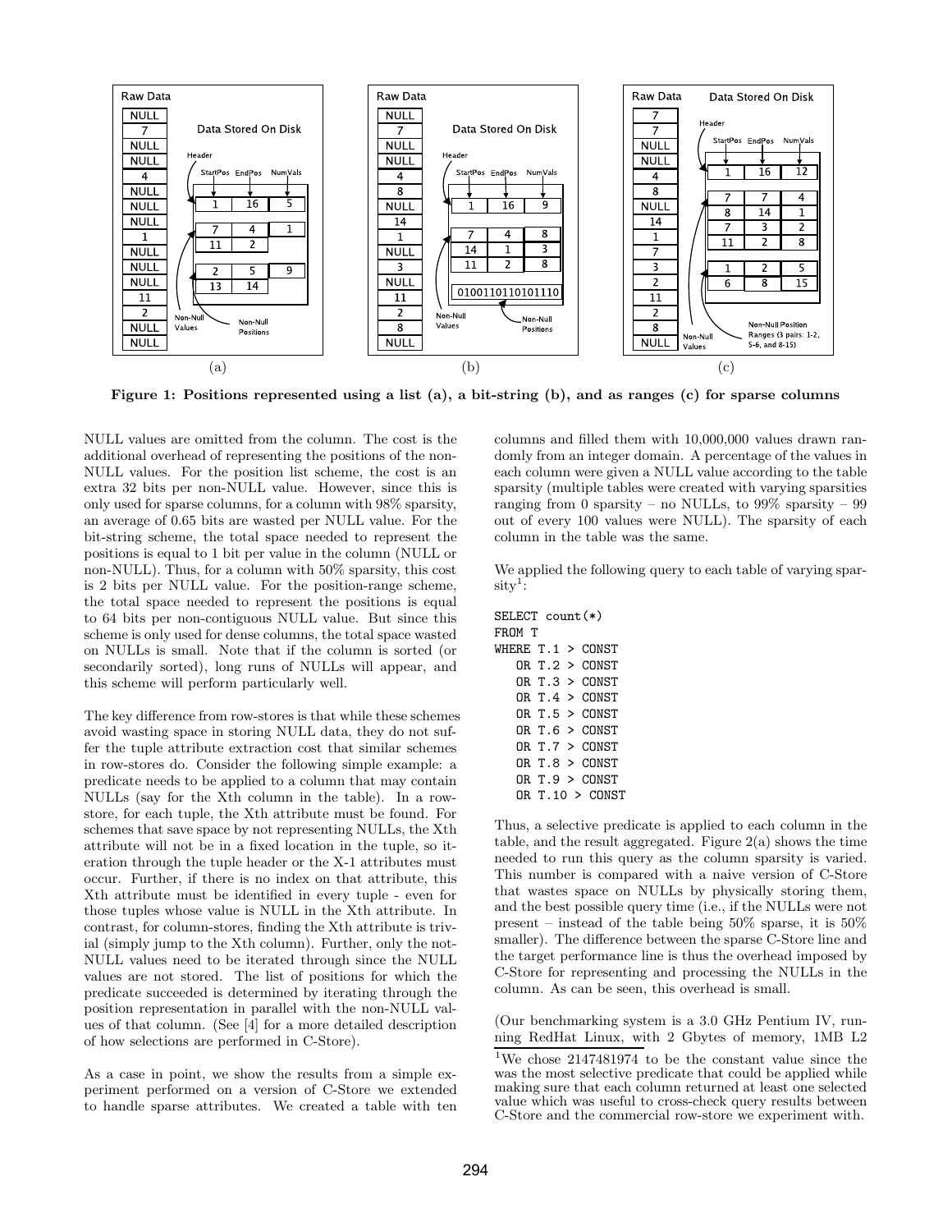Figure 1: Positions represented using a list (a), a bit-string (b), and as ranges (c) for sparse columns

NULL values are omitted from the column. The cost is the additional overhead of representing the positions of the non-NULL values. For the position list scheme, the cost is an extra 32 bits per non-NULL value. However, since this is only used for sparse columns, for a column with 98% sparsity, an average of 0.65 bits are wasted per NULL value. For the bit-string scheme, the total space needed to represent the positions is equal to 1 bit per value in the column (NULL or non-NULL). Thus, for a column with 50% sparsity, this cost is 2 bits per NULL value. For the position-range scheme, the total space needed to represent the positions is equal to 64 bits per non-contiguous NULL value. But since this scheme is only used for dense columns, the total space wasted on NULLs is small. Note that if the column is sorted (or secondarily sorted), long runs of NULLs will appear, and this scheme will perform particularly well.

The key difference from row-stores is that while these schemes avoid wasting space in storing NULL data, they do not suffer the tuple attribute extraction cost that similar schemes in row-stores do. Consider the following simple example: a predicate needs to be applied to a column that may contain NULLs (say for the Xth column in the table). In a row-store, for each tuple, the Xth attribute must be found. For schemes that save space by not representing NULLs, the Xth attribute will not be in a fixed location in the tuple, so iteration through the tuple header or the X-1 attributes must occur. Further, if there is no index on that attribute, this Xth attribute must be identified in every tuple - even for those tuples whose value is NULL in the Xth attribute. In contrast, for column-stores, finding the Xth attribute is trivial (simply jump to the Xth column). Further, only the not-NULL values need to be iterated through since the NULL values are not stored. The list of positions for which the predicate succeeded is determined by iterating through the position representation in parallel with the non-NULL values of that column. (See [4] for a more detailed description of how selections are performed in C-Store).

As a case in point, we show the results from a simple experiment performed on a version of C-Store we extended to handle sparse attributes. We created a table with ten columns and filled them with 10,000,000 values drawn randomly from an integer domain. A percentage of the values in each column were given a NULL value according to the table sparsity (multiple tables were created with varying sparsities ranging from 0 sparsity – no NULLs, to 99% sparsity – 99 out of every 100 values were NULL). The sparsity of each column in the table was the same.

We applied the following query to each table of varying sparsity[1]:

```
SELECT count(*)
FROM T
WHERE T.1 > CONST
   OR T.2 > CONST
   OR T.3 > CONST
   OR T.4 > CONST
   OR T.5 > CONST
   OR T.6 > CONST
   OR T.7 > CONST
   OR T.8 > CONST
   OR T.9 > CONST
   OR T.10 > CONST
```

Thus, a selective predicate is applied to each column in the table, and the result aggregated. Figure 2(a) shows the time needed to run this query as the column sparsity is varied. This number is compared with a naive version of C-Store that wastes space on NULLs by physically storing them, and the best possible query time (i.e., if the NULLs were not present – instead of the table being 50% sparse, it is 50% smaller). The difference between the sparse C-Store line and the target performance line is thus the overhead imposed by C-Store for representing and processing the NULLs in the column. As can be seen, this overhead is small.

(Our benchmarking system is a 3.0 GHz Pentium IV, running RedHat Linux, with 2 Gbytes of memory, 1MB L2

[1] We chose 2147481974 to be the constant value since the was the most selective predicate that could be applied while making sure that each column returned at least one selected value which was useful to cross-check query results between C-Store and the commercial row-store we experiment with.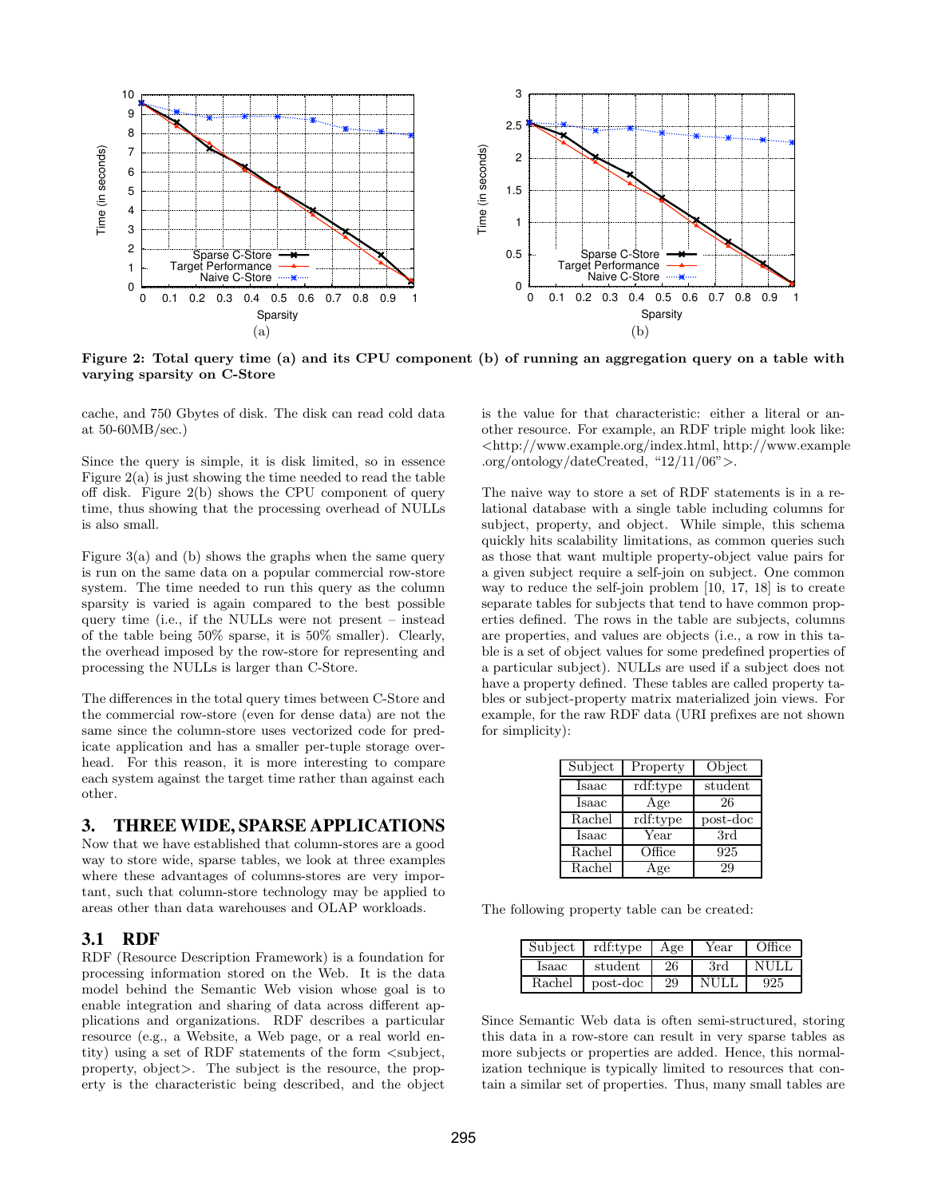Figure 2: Total query time (a) and its CPU component (b) of running an aggregation query on a table with varying sparsity on C-Store

cache, and 750 Gbytes of disk. The disk can read cold data at 50-60MB/sec.)

Since the query is simple, it is disk limited, so in essence Figure 2(a) is just showing the time needed to read the table off disk. Figure 2(b) shows the CPU component of query time, thus showing that the processing overhead of NULLs is also small.

Figure 3(a) and (b) shows the graphs when the same query is run on the same data on a popular commercial row-store system. The time needed to run this query as the column sparsity is varied is again compared to the best possible query time (i.e., if the NULLs were not present – instead of the table being 50% sparse, it is 50% smaller). Clearly, the overhead imposed by the row-store for representing and processing the NULLs is larger than C-Store.

The differences in the total query times between C-Store and the commercial row-store (even for dense data) are not the same since the column-store uses vectorized code for predicate application and has a smaller per-tuple storage overhead. For this reason, it is more interesting to compare each system against the target time rather than against each other.

## 3. THREE WIDE, SPARSE APPLICATIONS

Now that we have established that column-stores are a good way to store wide, sparse tables, we look at three examples where these advantages of columns-stores are very important, such that column-store technology may be applied to areas other than data warehouses and OLAP workloads.

### 3.1 RDF

RDF (Resource Description Framework) is a foundation for processing information stored on the Web. It is the data model behind the Semantic Web vision whose goal is to enable integration and sharing of data across different applications and organizations. RDF describes a particular resource (e.g., a Website, a Web page, or a real world entity) using a set of RDF statements of the form <subject, property, object>. The subject is the resource, the property is the characteristic being described, and the object is the value for that characteristic: either a literal or another resource. For example, an RDF triple might look like: <http://www.example.org/index.html, http://www.example.org/ontology/dateCreated, "12/11/06">.

The naive way to store a set of RDF statements is in a relational database with a single table including columns for subject, property, and object. While simple, this schema quickly hits scalability limitations, as common queries such as those that want multiple property-object value pairs for a given subject require a self-join on subject. One common way to reduce the self-join problem [10, 17, 18] is to create separate tables for subjects that tend to have common properties defined. The rows in the table are subjects, columns are properties, and values are objects (i.e., a row in this table is a set of object values for some predefined properties of a particular subject). NULLs are used if a subject does not have a property defined. These tables are called property tables or subject-property matrix materialized join views. For example, for the raw RDF data (URI prefixes are not shown for simplicity):

| Subject | Property | Object |
|---|---|---|
| Isaac | rdf:type | student |
| Isaac | Age | 26 |
| Rachel | rdf:type | post-doc |
| Isaac | Year | 3rd |
| Rachel | Office | 925 |
| Rachel | Age | 29 |

The following property table can be created:

| Subject | rdf:type | Age | Year | Office |
|---|---|---|---|---|
| Isaac | student | 26 | 3rd | NULL |
| Rachel | post-doc | 29 | NULL | 925 |

Since Semantic Web data is often semi-structured, storing this data in a row-store can result in very sparse tables as more subjects or properties are added. Hence, this normalization technique is typically limited to resources that contain a similar set of properties. Thus, many small tables are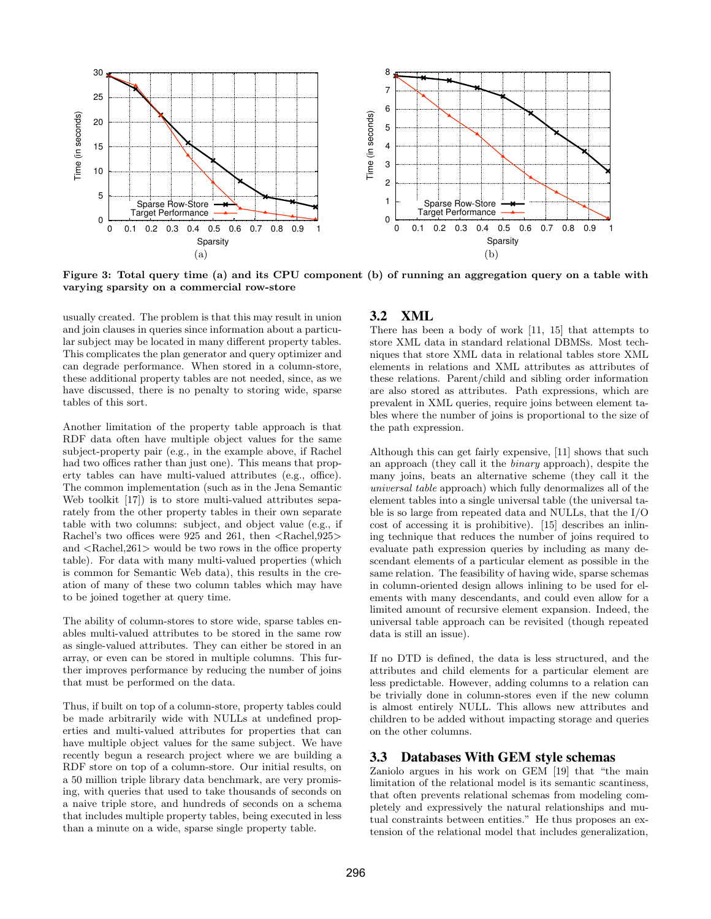Figure 3: Total query time (a) and its CPU component (b) of running an aggregation query on a table with varying sparsity on a commercial row-store

usually created. The problem is that this may result in union and join clauses in queries since information about a particular subject may be located in many different property tables. This complicates the plan generator and query optimizer and can degrade performance. When stored in a column-store, these additional property tables are not needed, since, as we have discussed, there is no penalty to storing wide, sparse tables of this sort.

Another limitation of the property table approach is that RDF data often have multiple object values for the same subject-property pair (e.g., in the example above, if Rachel had two offices rather than just one). This means that property tables can have multi-valued attributes (e.g., office). The common implementation (such as in the Jena Semantic Web toolkit [17]) is to store multi-valued attributes separately from the other property tables in their own separate table with two columns: subject, and object value (e.g., if Rachel's two offices were 925 and 261, then <Rachel,925> and <Rachel,261> would be two rows in the office property table). For data with many multi-valued properties (which is common for Semantic Web data), this results in the creation of many of these two column tables which may have to be joined together at query time.

The ability of column-stores to store wide, sparse tables enables multi-valued attributes to be stored in the same row as single-valued attributes. They can either be stored in an array, or even can be stored in multiple columns. This further improves performance by reducing the number of joins that must be performed on the data.

Thus, if built on top of a column-store, property tables could be made arbitrarily wide with NULLs at undefined properties and multi-valued attributes for properties that can have multiple object values for the same subject. We have recently begun a research project where we are building a RDF store on top of a column-store. Our initial results, on a 50 million triple library data benchmark, are very promising, with queries that used to take thousands of seconds on a naive triple store, and hundreds of seconds on a schema that includes multiple property tables, being executed in less than a minute on a wide, sparse single property table.

## 3.2 XML

There has been a body of work [11, 15] that attempts to store XML data in standard relational DBMSs. Most techniques that store XML data in relational tables store XML elements in relations and XML attributes as attributes of these relations. Parent/child and sibling order information are also stored as attributes. Path expressions, which are prevalent in XML queries, require joins between element tables where the number of joins is proportional to the size of the path expression.

Although this can get fairly expensive, [11] shows that such an approach (they call it the *binary* approach), despite the many joins, beats an alternative scheme (they call it the *universal table* approach) which fully denormalizes all of the element tables into a single universal table (the universal table is so large from repeated data and NULLs, that the I/O cost of accessing it is prohibitive). [15] describes an inlining technique that reduces the number of joins required to evaluate path expression queries by including as many descendant elements of a particular element as possible in the same relation. The feasibility of having wide, sparse schemas in column-oriented design allows inlining to be used for elements with many descendants, and could even allow for a limited amount of recursive element expansion. Indeed, the universal table approach can be revisited (though repeated data is still an issue).

If no DTD is defined, the data is less structured, and the attributes and child elements for a particular element are less predictable. However, adding columns to a relation can be trivially done in column-stores even if the new column is almost entirely NULL. This allows new attributes and children to be added without impacting storage and queries on the other columns.

## 3.3 Databases With GEM style schemas

Zaniolo argues in his work on GEM [19] that "the main limitation of the relational model is its semantic scantiness, that often prevents relational schemas from modeling completely and expressively the natural relationships and mutual constraints between entities." He thus proposes an extension of the relational model that includes generalization,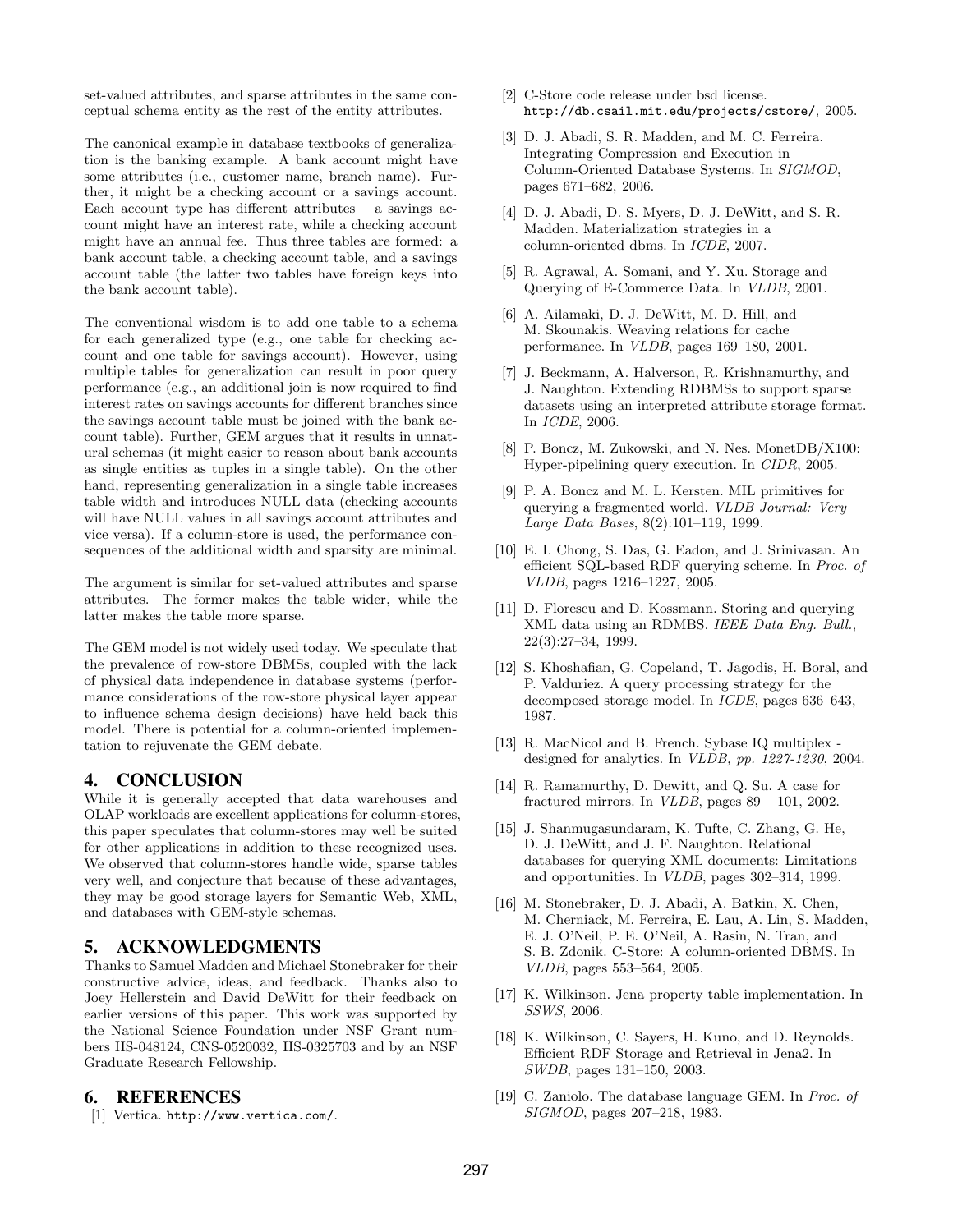set-valued attributes, and sparse attributes in the same conceptual schema entity as the rest of the entity attributes.

The canonical example in database textbooks of generalization is the banking example. A bank account might have some attributes (i.e., customer name, branch name). Further, it might be a checking account or a savings account. Each account type has different attributes – a savings account might have an interest rate, while a checking account might have an annual fee. Thus three tables are formed: a bank account table, a checking account table, and a savings account table (the latter two tables have foreign keys into the bank account table).

The conventional wisdom is to add one table to a schema for each generalized type (e.g., one table for checking account and one table for savings account). However, using multiple tables for generalization can result in poor query performance (e.g., an additional join is now required to find interest rates on savings accounts for different branches since the savings account table must be joined with the bank account table). Further, GEM argues that it results in unnatural schemas (it might easier to reason about bank accounts as single entities as tuples in a single table). On the other hand, representing generalization in a single table increases table width and introduces NULL data (checking accounts will have NULL values in all savings account attributes and vice versa). If a column-store is used, the performance consequences of the additional width and sparsity are minimal.

The argument is similar for set-valued attributes and sparse attributes. The former makes the table wider, while the latter makes the table more sparse.

The GEM model is not widely used today. We speculate that the prevalence of row-store DBMSs, coupled with the lack of physical data independence in database systems (performance considerations of the row-store physical layer appear to influence schema design decisions) have held back this model. There is potential for a column-oriented implementation to rejuvenate the GEM debate.

# 4. CONCLUSION

While it is generally accepted that data warehouses and OLAP workloads are excellent applications for column-stores, this paper speculates that column-stores may well be suited for other applications in addition to these recognized uses. We observed that column-stores handle wide, sparse tables very well, and conjecture that because of these advantages, they may be good storage layers for Semantic Web, XML, and databases with GEM-style schemas.

# 5. ACKNOWLEDGMENTS

Thanks to Samuel Madden and Michael Stonebraker for their constructive advice, ideas, and feedback. Thanks also to Joey Hellerstein and David DeWitt for their feedback on earlier versions of this paper. This work was supported by the National Science Foundation under NSF Grant numbers IIS-048124, CNS-0520032, IIS-0325703 and by an NSF Graduate Research Fellowship.

# 6. REFERENCES

[1] Vertica. http://www.vertica.com/.

[2] C-Store code release under bsd license. http://db.csail.mit.edu/projects/cstore/, 2005.

[3] D. J. Abadi, S. R. Madden, and M. C. Ferreira. Integrating Compression and Execution in Column-Oriented Database Systems. In *SIGMOD*, pages 671–682, 2006.

[4] D. J. Abadi, D. S. Myers, D. J. DeWitt, and S. R. Madden. Materialization strategies in a column-oriented dbms. In *ICDE*, 2007.

[5] R. Agrawal, A. Somani, and Y. Xu. Storage and Querying of E-Commerce Data. In *VLDB*, 2001.

[6] A. Ailamaki, D. J. DeWitt, M. D. Hill, and M. Skounakis. Weaving relations for cache performance. In *VLDB*, pages 169–180, 2001.

[7] J. Beckmann, A. Halverson, R. Krishnamurthy, and J. Naughton. Extending RDBMSs to support sparse datasets using an interpreted attribute storage format. In *ICDE*, 2006.

[8] P. Boncz, M. Zukowski, and N. Nes. MonetDB/X100: Hyper-pipelining query execution. In *CIDR*, 2005.

[9] P. A. Boncz and M. L. Kersten. MIL primitives for querying a fragmented world. *VLDB Journal: Very Large Data Bases*, 8(2):101–119, 1999.

[10] E. I. Chong, S. Das, G. Eadon, and J. Srinivasan. An efficient SQL-based RDF querying scheme. In *Proc. of VLDB*, pages 1216–1227, 2005.

[11] D. Florescu and D. Kossmann. Storing and querying XML data using an RDMBS. *IEEE Data Eng. Bull.*, 22(3):27–34, 1999.

[12] S. Khoshafian, G. Copeland, T. Jagodis, H. Boral, and P. Valduriez. A query processing strategy for the decomposed storage model. In *ICDE*, pages 636–643, 1987.

[13] R. MacNicol and B. French. Sybase IQ multiplex - designed for analytics. In *VLDB, pp. 1227-1230*, 2004.

[14] R. Ramamurthy, D. Dewitt, and Q. Su. A case for fractured mirrors. In *VLDB*, pages 89 – 101, 2002.

[15] J. Shanmugasundaram, K. Tufte, C. Zhang, G. He, D. J. DeWitt, and J. F. Naughton. Relational databases for querying XML documents: Limitations and opportunities. In *VLDB*, pages 302–314, 1999.

[16] M. Stonebraker, D. J. Abadi, A. Batkin, X. Chen, M. Cherniack, M. Ferreira, E. Lau, A. Lin, S. Madden, E. J. O'Neil, P. E. O'Neil, A. Rasin, N. Tran, and S. B. Zdonik. C-Store: A column-oriented DBMS. In *VLDB*, pages 553–564, 2005.

[17] K. Wilkinson. Jena property table implementation. In *SSWS*, 2006.

[18] K. Wilkinson, C. Sayers, H. Kuno, and D. Reynolds. Efficient RDF Storage and Retrieval in Jena2. In *SWDB*, pages 131–150, 2003.

[19] C. Zaniolo. The database language GEM. In *Proc. of SIGMOD*, pages 207–218, 1983.